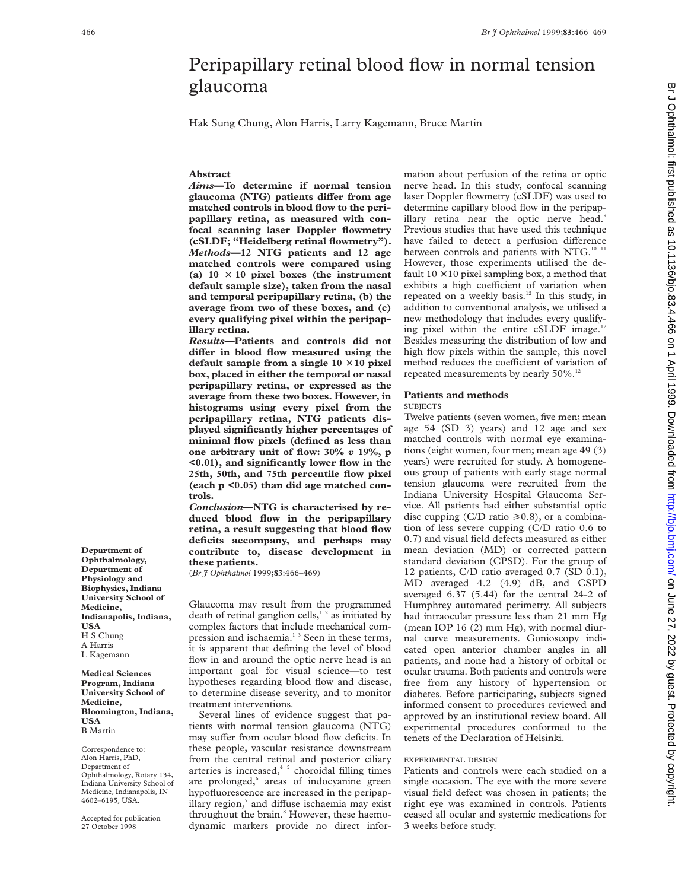# Peripapillary retinal blood flow in normal tension glaucoma

Hak Sung Chung, Alon Harris, Larry Kagemann, Bruce Martin

## Abstract

***Aims*—To determine if normal tension glaucoma (NTG) patients differ from age matched controls in blood flow to the peripapillary retina, as measured with confocal scanning laser Doppler flowmetry (cSLDF; "Heidelberg retinal flowmetry").**

***Methods*—12 NTG patients and 12 age matched controls were compared using (a) 10 × 10 pixel boxes (the instrument default sample size), taken from the nasal and temporal peripapillary retina, (b) the average from two of these boxes, and (c) every qualifying pixel within the peripapillary retina.**

***Results*—Patients and controls did not differ in blood flow measured using the default sample from a single 10 × 10 pixel box, placed in either the temporal or nasal peripapillary retina, or expressed as the average from these two boxes. However, in histograms using every pixel from the peripapillary retina, NTG patients displayed significantly higher percentages of minimal flow pixels (defined as less than one arbitrary unit of flow: 30% *v* 19%, p <0.01), and significantly lower flow in the 25th, 50th, and 75th percentile flow pixel (each p <0.05) than did age matched controls.**

***Conclusion*—NTG is characterised by reduced blood flow in the peripapillary retina, a result suggesting that blood flow deficits accompany, and perhaps may contribute to, disease development in these patients.**

(*Br J Ophthalmol* 1999;**83**:466–469)

**Department of Ophthalmology, Department of Physiology and Biophysics, Indiana University School of Medicine, Indianapolis, Indiana, USA**
H S Chung
A Harris
L Kagemann

**Medical Sciences Program, Indiana University School of Medicine, Bloomington, Indiana, USA**
B Martin

Correspondence to: Alon Harris, PhD, Department of Ophthalmology, Rotary 134, Indiana University School of Medicine, Indianapolis, IN 4602–6195, USA.

Accepted for publication 27 October 1998

Glaucoma may result from the programmed death of retinal ganglion cells,[1 2] as initiated by complex factors that include mechanical compression and ischaemia.[1–3] Seen in these terms, it is apparent that defining the level of blood flow in and around the optic nerve head is an important goal for visual science—to test hypotheses regarding blood flow and disease, to determine disease severity, and to monitor treatment interventions.

Several lines of evidence suggest that patients with normal tension glaucoma (NTG) may suffer from ocular blood flow deficits. In these people, vascular resistance downstream from the central retinal and posterior ciliary arteries is increased,[4 5] choroidal filling times are prolonged,[6] areas of indocyanine green hypofluorescence are increased in the peripapillary region,[7] and diffuse ischaemia may exist throughout the brain.[8] However, these haemodynamic markers provide no direct information about perfusion of the retina or optic nerve head. In this study, confocal scanning laser Doppler flowmetry (cSLDF) was used to determine capillary blood flow in the peripapillary retina near the optic nerve head.[9] Previous studies that have used this technique have failed to detect a perfusion difference between controls and patients with NTG.[10 11] However, those experiments utilised the default 10 × 10 pixel sampling box, a method that exhibits a high coefficient of variation when repeated on a weekly basis.[12] In this study, in addition to conventional analysis, we utilised a new methodology that includes every qualifying pixel within the entire cSLDF image.[12] Besides measuring the distribution of low and high flow pixels within the sample, this novel method reduces the coefficient of variation of repeated measurements by nearly 50%.[12]

## Patients and methods

### SUBJECTS

Twelve patients (seven women, five men; mean age 54 (SD 3) years) and 12 age and sex matched controls with normal eye examinations (eight women, four men; mean age 49 (3) years) were recruited for study. A homogeneous group of patients with early stage normal tension glaucoma were recruited from the Indiana University Hospital Glaucoma Service. All patients had either substantial optic disc cupping (C/D ratio ≥0.8), or a combination of less severe cupping (C/D ratio 0.6 to 0.7) and visual field defects measured as either mean deviation (MD) or corrected pattern standard deviation (CPSD). For the group of 12 patients, C/D ratio averaged 0.7 (SD 0.1), MD averaged 4.2 (4.9) dB, and CSPD averaged 6.37 (5.44) for the central 24-2 of Humphrey automated perimetry. All subjects had intraocular pressure less than 21 mm Hg (mean IOP 16 (2) mm Hg), with normal diurnal curve measurements. Gonioscopy indicated open anterior chamber angles in all patients, and none had a history of orbital or ocular trauma. Both patients and controls were free from any history of hypertension or diabetes. Before participating, subjects signed informed consent to procedures reviewed and approved by an institutional review board. All experimental procedures conformed to the tenets of the Declaration of Helsinki.

### EXPERIMENTAL DESIGN

Patients and controls were each studied on a single occasion. The eye with the more severe visual field defect was chosen in patients; the right eye was examined in controls. Patients ceased all ocular and systemic medications for 3 weeks before study.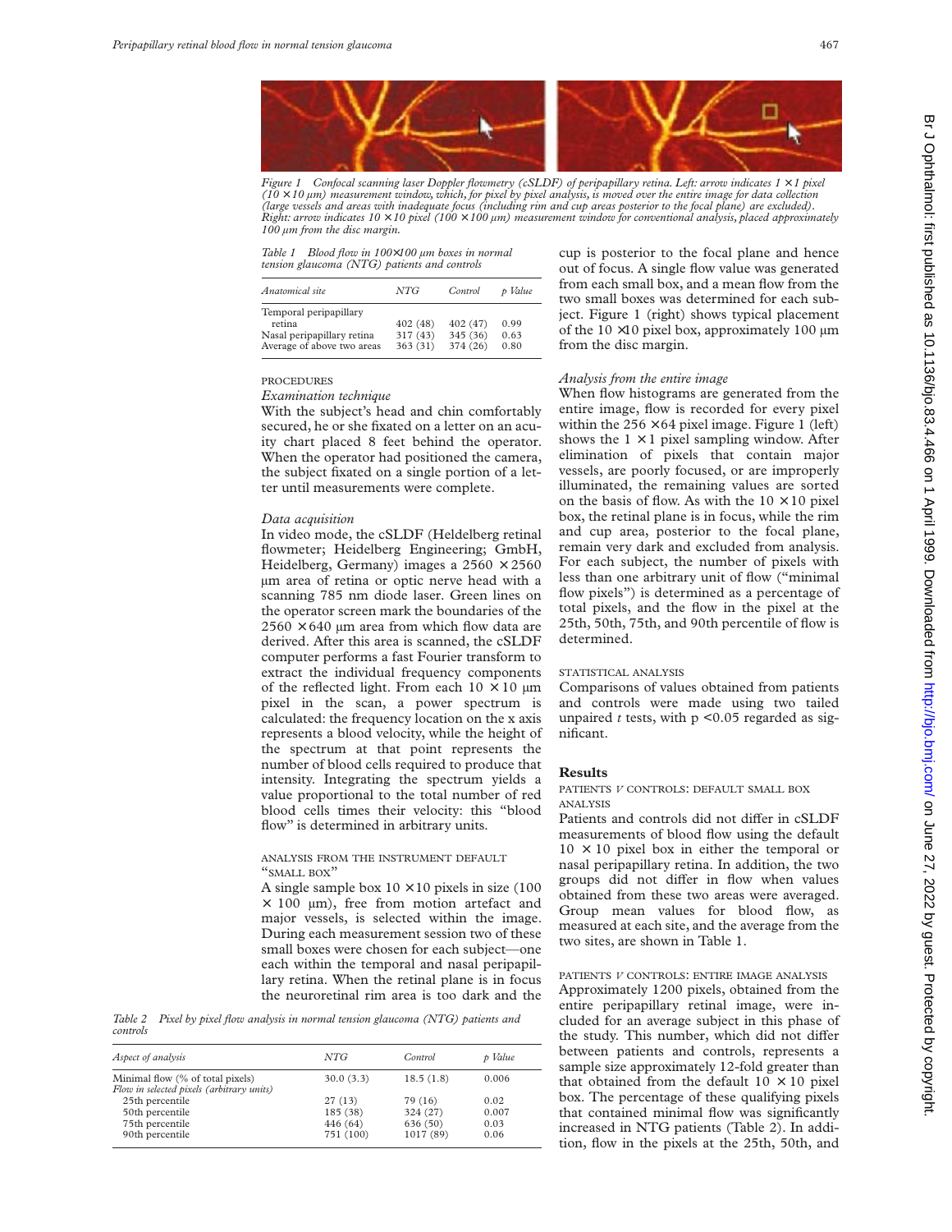Figure 1 Confocal scanning laser Doppler flowmetry (cSLDF) of peripapillary retina. Left: arrow indicates 1 × 1 pixel (10 × 10 μm) measurement window, which, for pixel by pixel analysis, is moved over the entire image for data collection (large vessels and areas with inadequate focus (including rim and cup areas posterior to the focal plane) are excluded). Right: arrow indicates 10 × 10 pixel (100 × 100 μm) measurement window for conventional analysis, placed approximately 100 μm from the disc margin.

Table 1 Blood flow in 100×100 μm boxes in normal tension glaucoma (NTG) patients and controls

| Anatomical site | NTG | Control | p Value |
|---|---|---|---|
| Temporal peripapillary retina | 402 (48) | 402 (47) | 0.99 |
| Nasal peripapillary retina | 317 (43) | 345 (36) | 0.63 |
| Average of above two areas | 363 (31) | 374 (26) | 0.80 |

PROCEDURES

*Examination technique*

With the subject's head and chin comfortably secured, he or she fixated on a letter on an acuity chart placed 8 feet behind the operator. When the operator had positioned the camera, the subject fixated on a single portion of a letter until measurements were complete.

*Data acquisition*

In video mode, the cSLDF (Heldelberg retinal flowmeter; Heidelberg Engineering; GmbH, Heidelberg, Germany) images a 2560 × 2560 μm area of retina or optic nerve head with a scanning 785 nm diode laser. Green lines on the operator screen mark the boundaries of the 2560 × 640 μm area from which flow data are derived. After this area is scanned, the cSLDF computer performs a fast Fourier transform to extract the individual frequency components of the reflected light. From each 10 × 10 μm pixel in the scan, a power spectrum is calculated: the frequency location on the x axis represents a blood velocity, while the height of the spectrum at that point represents the number of blood cells required to produce that intensity. Integrating the spectrum yields a value proportional to the total number of red blood cells times their velocity: this "blood flow" is determined in arbitrary units.

ANALYSIS FROM THE INSTRUMENT DEFAULT "SMALL BOX"

A single sample box 10 × 10 pixels in size (100 × 100 μm), free from motion artefact and major vessels, is selected within the image. During each measurement session two of these small boxes were chosen for each subject—one each within the temporal and nasal peripapillary retina. When the retinal plane is in focus the neuroretinal rim area is too dark and the cup is posterior to the focal plane and hence out of focus. A single flow value was generated from each small box, and a mean flow from the two small boxes was determined for each subject. Figure 1 (right) shows typical placement of the 10 ×10 pixel box, approximately 100 μm from the disc margin.

*Analysis from the entire image*

When flow histograms are generated from the entire image, flow is recorded for every pixel within the 256 × 64 pixel image. Figure 1 (left) shows the 1 × 1 pixel sampling window. After elimination of pixels that contain major vessels, are poorly focused, or are improperly illuminated, the remaining values are sorted on the basis of flow. As with the 10 × 10 pixel box, the retinal plane is in focus, while the rim and cup area, posterior to the focal plane, remain very dark and excluded from analysis. For each subject, the number of pixels with less than one arbitrary unit of flow ("minimal flow pixels") is determined as a percentage of total pixels, and the flow in the pixel at the 25th, 50th, 75th, and 90th percentile of flow is determined.

STATISTICAL ANALYSIS

Comparisons of values obtained from patients and controls were made using two tailed unpaired *t* tests, with $p < 0.05$ regarded as significant.

## Results

PATIENTS *v* CONTROLS: DEFAULT SMALL BOX ANALYSIS

Patients and controls did not differ in cSLDF measurements of blood flow using the default 10 × 10 pixel box in either the temporal or nasal peripapillary retina. In addition, the two groups did not differ in flow when values obtained from these two areas were averaged. Group mean values for blood flow, as measured at each site, and the average from the two sites, are shown in Table 1.

PATIENTS *v* CONTROLS: ENTIRE IMAGE ANALYSIS

Approximately 1200 pixels, obtained from the entire peripapillary retinal image, were included for an average subject in this phase of the study. This number, which did not differ between patients and controls, represents a sample size approximately 12-fold greater than that obtained from the default 10 × 10 pixel box. The percentage of these qualifying pixels that contained minimal flow was significantly increased in NTG patients (Table 2). In addition, flow in the pixels at the 25th, 50th, and

Table 2 Pixel by pixel flow analysis in normal tension glaucoma (NTG) patients and controls

| Aspect of analysis | NTG | Control | p Value |
|---|---|---|---|
| Minimal flow (% of total pixels) | 30.0 (3.3) | 18.5 (1.8) | 0.006 |
| *Flow in selected pixels (arbitrary units)* | | | |
| 25th percentile | 27 (13) | 79 (16) | 0.02 |
| 50th percentile | 185 (38) | 324 (27) | 0.007 |
| 75th percentile | 446 (64) | 636 (50) | 0.03 |
| 90th percentile | 751 (100) | 1017 (89) | 0.06 |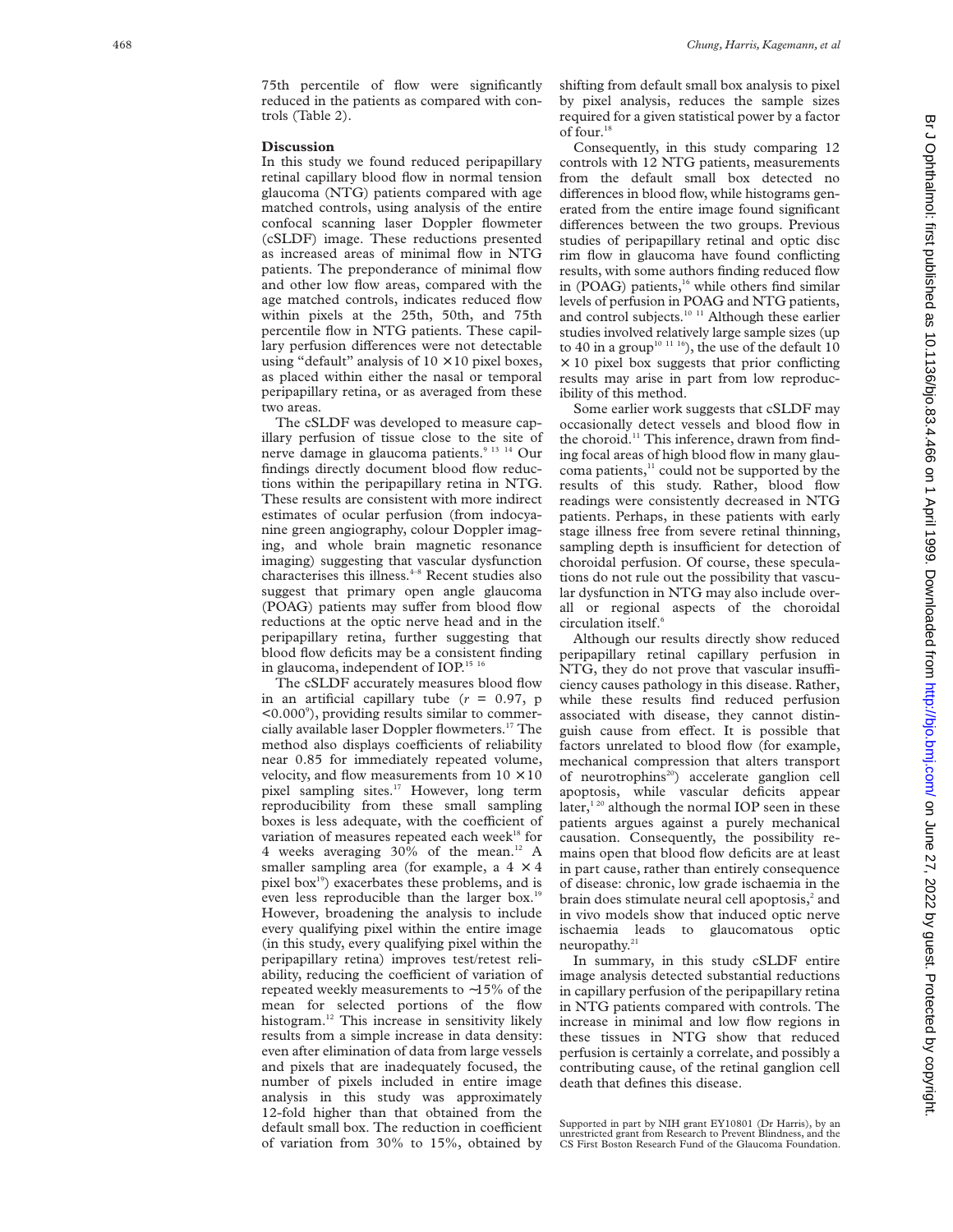75th percentile of flow were significantly reduced in the patients as compared with controls (Table 2).

## Discussion

In this study we found reduced peripapillary retinal capillary blood flow in normal tension glaucoma (NTG) patients compared with age matched controls, using analysis of the entire confocal scanning laser Doppler flowmeter (cSLDF) image. These reductions presented as increased areas of minimal flow in NTG patients. The preponderance of minimal flow and other low flow areas, compared with the age matched controls, indicates reduced flow within pixels at the 25th, 50th, and 75th percentile flow in NTG patients. These capillary perfusion differences were not detectable using "default" analysis of $10 \times 10$ pixel boxes, as placed within either the nasal or temporal peripapillary retina, or as averaged from these two areas.

The cSLDF was developed to measure capillary perfusion of tissue close to the site of nerve damage in glaucoma patients.[9 13 14] Our findings directly document blood flow reductions within the peripapillary retina in NTG. These results are consistent with more indirect estimates of ocular perfusion (from indocyanine green angiography, colour Doppler imaging, and whole brain magnetic resonance imaging) suggesting that vascular dysfunction characterises this illness.[4–8] Recent studies also suggest that primary open angle glaucoma (POAG) patients may suffer from blood flow reductions at the optic nerve head and in the peripapillary retina, further suggesting that blood flow deficits may be a consistent finding in glaucoma, independent of IOP.[15 16]

The cSLDF accurately measures blood flow in an artificial capillary tube ($r = 0.97$, $p < 0.000^9$), providing results similar to commercially available laser Doppler flowmeters.[17] The method also displays coefficients of reliability near 0.85 for immediately repeated volume, velocity, and flow measurements from $10 \times 10$ pixel sampling sites.[17] However, long term reproducibility from these small sampling boxes is less adequate, with the coefficient of variation of measures repeated each week[18] for 4 weeks averaging 30% of the mean.[12] A smaller sampling area (for example, a $4 \times 4$ pixel box[19]) exacerbates these problems, and is even less reproducible than the larger box.[19] However, broadening the analysis to include every qualifying pixel within the entire image (in this study, every qualifying pixel within the peripapillary retina) improves test/retest reliability, reducing the coefficient of variation of repeated weekly measurements to ~15% of the mean for selected portions of the flow histogram.[12] This increase in sensitivity likely results from a simple increase in data density: even after elimination of data from large vessels and pixels that are inadequately focused, the number of pixels included in entire image analysis in this study was approximately 12-fold higher than that obtained from the default small box. The reduction in coefficient of variation from 30% to 15%, obtained by shifting from default small box analysis to pixel by pixel analysis, reduces the sample sizes required for a given statistical power by a factor of four.[18]

Consequently, in this study comparing 12 controls with 12 NTG patients, measurements from the default small box detected no differences in blood flow, while histograms generated from the entire image found significant differences between the two groups. Previous studies of peripapillary retinal and optic disc rim flow in glaucoma have found conflicting results, with some authors finding reduced flow in (POAG) patients,[16] while others find similar levels of perfusion in POAG and NTG patients, and control subjects.[10 11] Although these earlier studies involved relatively large sample sizes (up to 40 in a group[10 11 16]), the use of the default $10 \times 10$ pixel box suggests that prior conflicting results may arise in part from low reproducibility of this method.

Some earlier work suggests that cSLDF may occasionally detect vessels and blood flow in the choroid.[11] This inference, drawn from finding focal areas of high blood flow in many glaucoma patients,[11] could not be supported by the results of this study. Rather, blood flow readings were consistently decreased in NTG patients. Perhaps, in these patients with early stage illness free from severe retinal thinning, sampling depth is insufficient for detection of choroidal perfusion. Of course, these speculations do not rule out the possibility that vascular dysfunction in NTG may also include overall or regional aspects of the choroidal circulation itself.[6]

Although our results directly show reduced peripapillary retinal capillary perfusion in NTG, they do not prove that vascular insufficiency causes pathology in this disease. Rather, while these results find reduced perfusion associated with disease, they cannot distinguish cause from effect. It is possible that factors unrelated to blood flow (for example, mechanical compression that alters transport of neurotrophins[20]) accelerate ganglion cell apoptosis, while vascular deficits appear later,[1 20] although the normal IOP seen in these patients argues against a purely mechanical causation. Consequently, the possibility remains open that blood flow deficits are at least in part cause, rather than entirely consequence of disease: chronic, low grade ischaemia in the brain does stimulate neural cell apoptosis,[2] and in vivo models show that induced optic nerve ischaemia leads to glaucomatous optic neuropathy.[21]

In summary, in this study cSLDF entire image analysis detected substantial reductions in capillary perfusion of the peripapillary retina in NTG patients compared with controls. The increase in minimal and low flow regions in these tissues in NTG show that reduced perfusion is certainly a correlate, and possibly a contributing cause, of the retinal ganglion cell death that defines this disease.

Supported in part by NIH grant EY10801 (Dr Harris), by an unrestricted grant from Research to Prevent Blindness, and the CS First Boston Research Fund of the Glaucoma Foundation.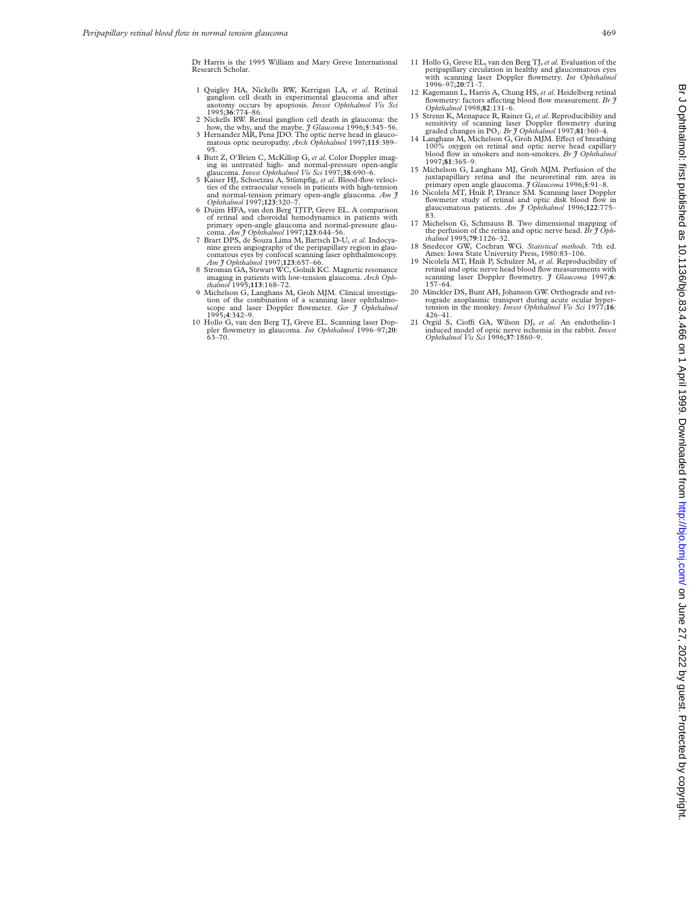Dr Harris is the 1995 William and Mary Greve International Research Scholar.

1. Quigley HA, Nickells RW, Kerrigan LA, *et al.* Retinal ganglion cell death in experimental glaucoma and after axotomy occurs by apoptosis. *Invest Ophthalmol Vis Sci* 1995;**36**:774–86.
2. Nickells RW. Retinal ganglion cell death in glaucoma: the how, the why, and the maybe. *J Glaucoma* 1996;**5**:345–56.
3. Hernandez MR, Pena JDO. The optic nerve head in glaucomatous optic neuropathy. *Arch Ophthalmol* 1997;**115**:389–95.
4. Butt Z, O'Brien C, McKillop G, *et al.* Color Doppler imaging in untreated high- and normal-pressure open-angle glaucoma. *Invest Ophthalmol Vis Sci* 1997;**38**:690–6.
5. Kaiser HJ, Schoetzau A, Stümpfig, *et al.* Blood-flow velocities of the extraocular vessels in patients with high-tension and normal-tension primary open-angle glaucoma. *Am J Ophthalmol* 1997;**123**:320–7.
6. Duijm HFA, van den Berg TJTP, Greve EL. A comparison of retinal and choroidal hemodynamics in patients with primary open-angle glaucoma and normal-pressure glaucoma. *Am J Ophthalmol* 1997;**123**:644–56.
7. Brart DPS, de Souza Lima M, Bartsch D-U, *et al.* Indocyanine green angiography of the peripapillary region in glaucomatous eyes by confocal scanning laser ophthalmoscopy. *Am J Ophthalmol* 1997;**123**:657–66.
8. Stroman GA, Stewart WC, Golnik KC. Magnetic resonance imaging in patients with low-tension glaucoma. *Arch Ophthalmol* 1995;**113**:168–72.
9. Michelson G, Langhans M, Groh MJM. Clinical investigation of the combination of a scanning laser ophthalmoscope and laser Doppler flowmeter. *Ger J Ophthalmol* 1995;**4**:342–9.
10. Hollo G, van den Berg TJ, Greve EL. Scanning laser Doppler flowmetry in glaucoma. *Int Ophthalmol* 1996–97;**20**:63–70.
11. Hollo G, Greve EL, van den Berg TJ, *et al.* Evaluation of the peripapillary circulation in healthy and glaucomatous eyes with scanning laser Doppler flowmetry. *Int Ophthalmol* 1996–97;**20**:71–7.
12. Kagemann L, Harris A, Chung HS, *et al.* Heidelberg retinal flowmetry: factors affecting blood flow measurement. *Br J Ophthalmol* 1998;**82**:131–6.
13. Strenn K, Menapace R, Rainer G, *et al.* Reproducibility and sensitivity of scanning laser Doppler flowmetry during graded changes in $PO_2$. *Br J Ophthalmol* 1997;**81**:360–4.
14. Langhans M, Michelson G, Groh MJM. Effect of breathing 100% oxygen on retinal and optic nerve head capillary blood flow in smokers and non-smokers. *Br J Ophthalmol* 1997;**81**:365–9.
15. Michelson G, Langhans MJ, Groh MJM. Perfusion of the juxtapapillary retina and the neuroretinal rim area in primary open angle glaucoma. *J Glaucoma* 1996;**5**:91–8.
16. Nicolela MT, Hnik P, Drance SM. Scanning laser Doppler flowmeter study of retinal and optic disk blood flow in glaucomatous patients. *Am J Ophthalmol* 1996;**122**:775–83.
17. Michelson G, Schmauss B. Two dimensional mapping of the perfusion of the retina and optic nerve head. *Br J Ophthalmol* 1995;**79**:1126–32.
18. Snedecor GW, Cochran WG. *Statistical methods*. 7th ed. Ames: Iowa State University Press, 1980:83–106.
19. Nicolela MT, Hnik P, Schulzer M, *et al.* Reproducibility of retinal and optic nerve head blood flow measurements with scanning laser Doppler flowmetry. *J Glaucoma* 1997;**6**:157–64.
20. Minckler DS, Bunt AH, Johanson GW. Orthograde and retrograde axoplasmic transport during acute ocular hypertension in the monkey. *Invest Ophthalmol Vis Sci* 1977;**16**:426–41.
21. Orgül S, Cioffi GA, Wilson DJ, *et al.* An endothelin-1 induced model of optic nerve ischemia in the rabbit. *Invest Ophthalmol Vis Sci* 1996;**37**:1860–9.